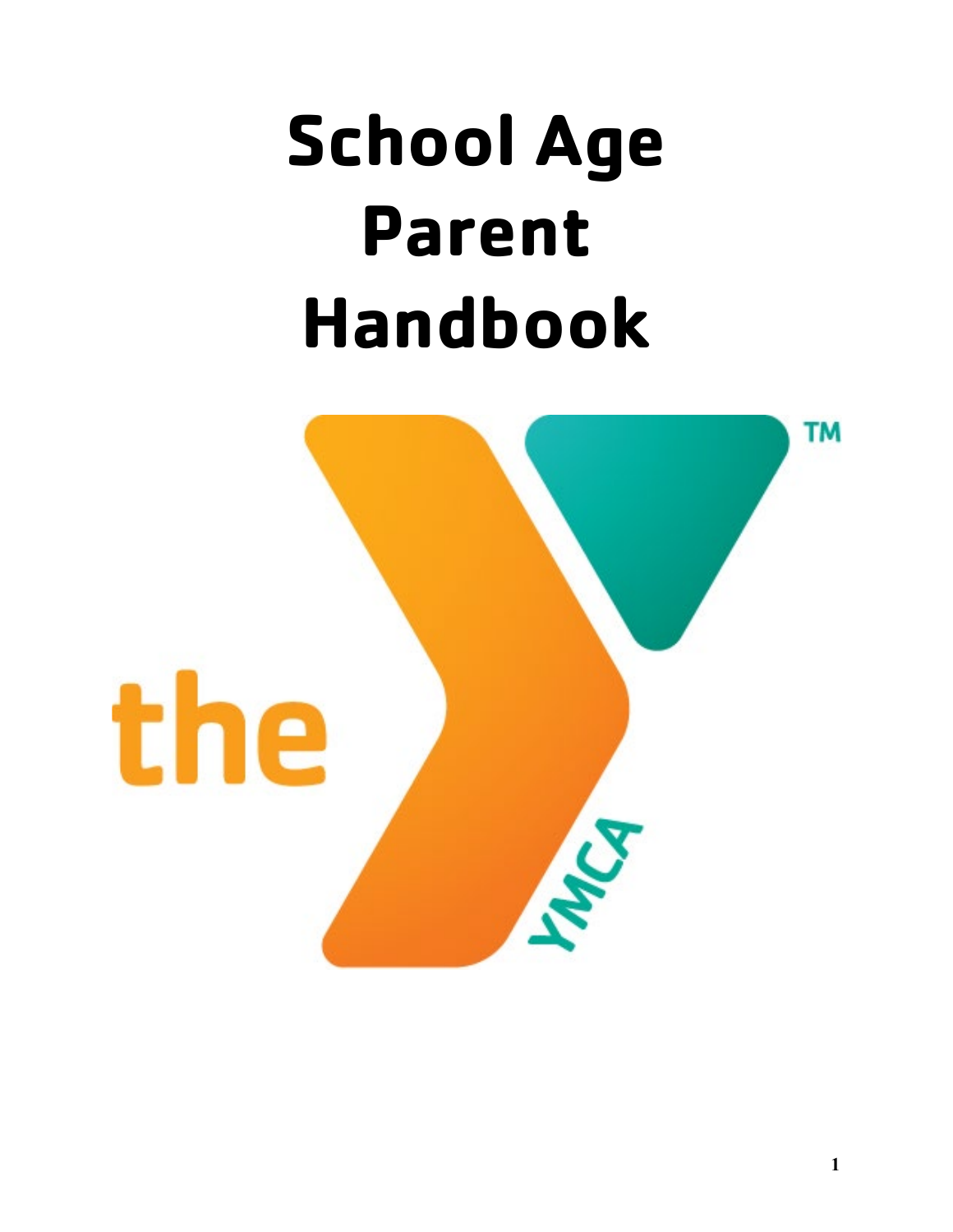# School Age Parent Handbook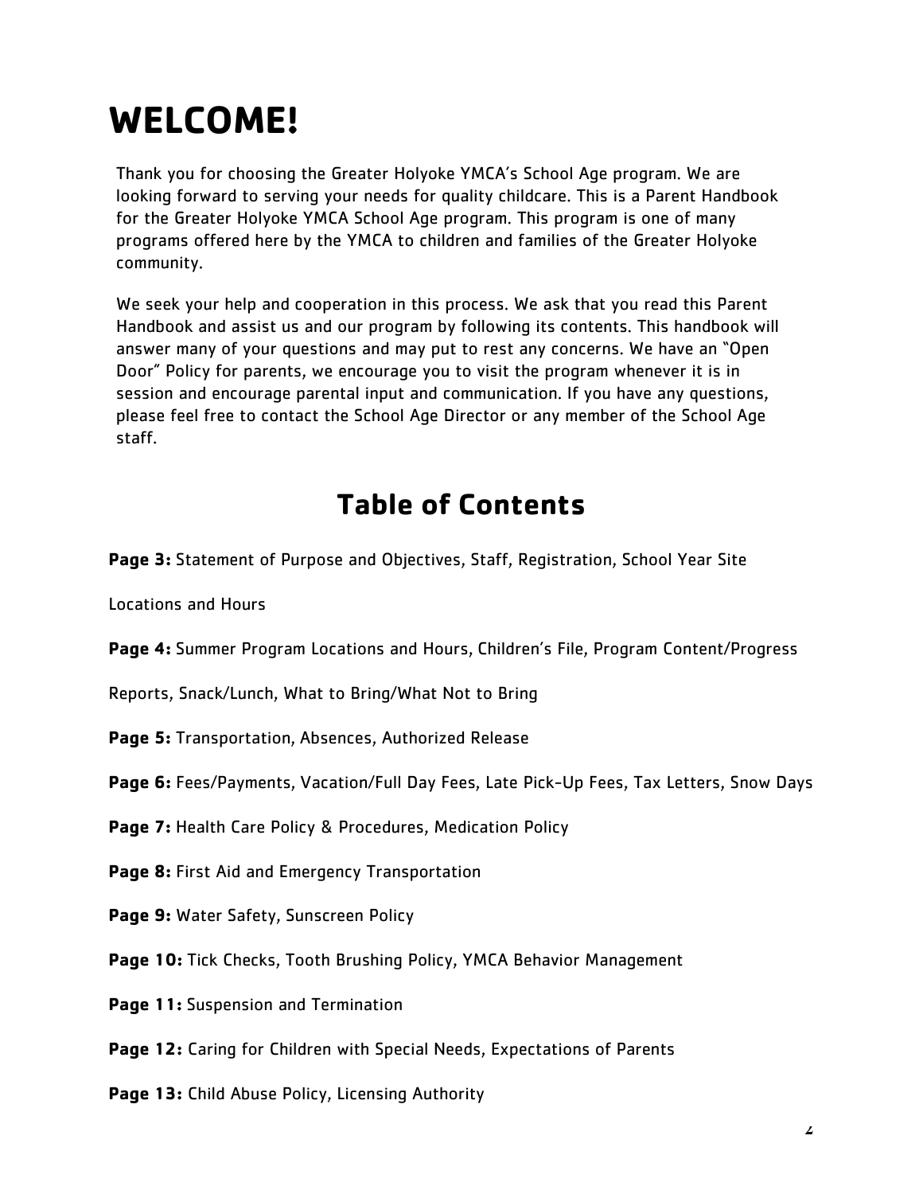# WELCOME!

Thank you for choosing the Greater Holyoke YMCA's School Age program. We are looking forward to serving your needs for quality childcare. This is a Parent Handbook for the Greater Holyoke YMCA School Age program. This program is one of many programs offered here by the YMCA to children and families of the Greater Holyoke community.

We seek your help and cooperation in this process. We ask that you read this Parent Handbook and assist us and our program by following its contents. This handbook will answer many of your questions and may put to rest any concerns. We have an "Open Door" Policy for parents, we encourage you to visit the program whenever it is in session and encourage parental input and communication. If you have any questions, please feel free to contact the School Age Director or any member of the School Age staff.

## Table of Contents

**Page 3:** Statement of Purpose and Objectives, Staff, Registration, School Year Site Locations and Hours

**Page 4:** Summer Program Locations and Hours, Children's File, Program Content/Progress Reports, Snack/Lunch, What to Bring/What Not to Bring

**Page 5:** Transportation, Absences, Authorized Release

**Page 6:** Fees/Payments, Vacation/Full Day Fees, Late Pick-Up Fees, Tax Letters, Snow Days

**Page 7:** Health Care Policy & Procedures, Medication Policy

**Page 8:** First Aid and Emergency Transportation

**Page 9:** Water Safety, Sunscreen Policy

**Page 10:** Tick Checks, Tooth Brushing Policy, YMCA Behavior Management

**Page 11:** Suspension and Termination

**Page 12:** Caring for Children with Special Needs, Expectations of Parents

**Page 13:** Child Abuse Policy, Licensing Authority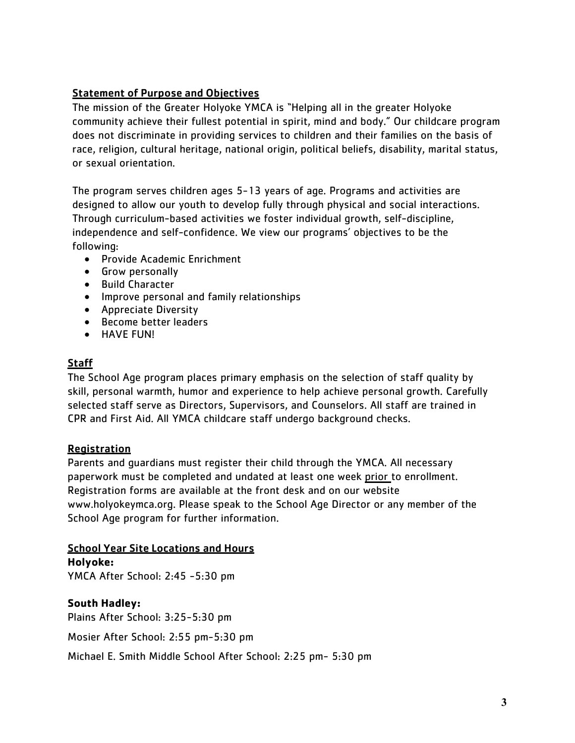## Statement of Purpose and Objectives

The mission of the Greater Holyoke YMCA is "Helping all in the greater Holyoke community achieve their fullest potential in spirit, mind and body." Our childcare program does not discriminate in providing services to children and their families on the basis of race, religion, cultural heritage, national origin, political beliefs, disability, marital status, or sexual orientation.

The program serves children ages 5-13 years of age. Programs and activities are designed to allow our youth to develop fully through physical and social interactions. Through curriculum-based activities we foster individual growth, self-discipline, independence and self-confidence. We view our programs' objectives to be the following:

- Provide Academic Enrichment
- Grow personally
- Build Character
- Improve personal and family relationships
- Appreciate Diversity
- Become better leaders
- HAVE FUN!

## Staff

The School Age program places primary emphasis on the selection of staff quality by skill, personal warmth, humor and experience to help achieve personal growth. Carefully selected staff serve as Directors, Supervisors, and Counselors. All staff are trained in CPR and First Aid. All YMCA childcare staff undergo background checks.

## Registration

Parents and guardians must register their child through the YMCA. All necessary paperwork must be completed and undated at least one week prior to enrollment. Registration forms are available at the front desk and on our website www.holyokeymca.org. Please speak to the School Age Director or any member of the School Age program for further information.

## School Year Site Locations and Hours

**Holyoke:**

YMCA After School: 2:45 -5:30 pm

**South Hadley:**

Plains After School: 3:25-5:30 pm

Mosier After School: 2:55 pm-5:30 pm

Michael E. Smith Middle School After School: 2:25 pm- 5:30 pm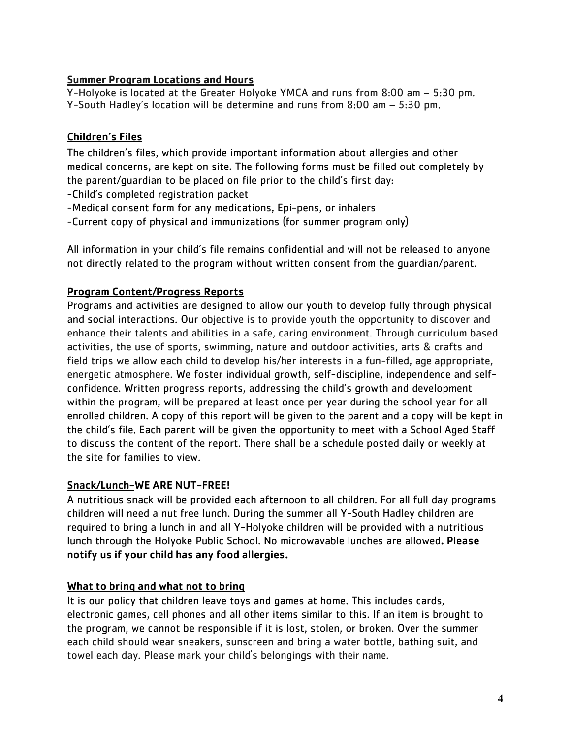## Summer Program Locations and Hours

Y-Holyoke is located at the Greater Holyoke YMCA and runs from 8:00 am – 5:30 pm.
Y-South Hadley's location will be determine and runs from 8:00 am – 5:30 pm.

## Children's Files

The children's files, which provide important information about allergies and other medical concerns, are kept on site. The following forms must be filled out completely by the parent/guardian to be placed on file prior to the child's first day:

-Child's completed registration packet
-Medical consent form for any medications, Epi-pens, or inhalers
-Current copy of physical and immunizations (for summer program only)

All information in your child's file remains confidential and will not be released to anyone not directly related to the program without written consent from the guardian/parent.

## Program Content/Progress Reports

Programs and activities are designed to allow our youth to develop fully through physical and social interactions. Our objective is to provide youth the opportunity to discover and enhance their talents and abilities in a safe, caring environment. Through curriculum based activities, the use of sports, swimming, nature and outdoor activities, arts & crafts and field trips we allow each child to develop his/her interests in a fun-filled, age appropriate, energetic atmosphere. We foster individual growth, self-discipline, independence and self-confidence. Written progress reports, addressing the child's growth and development within the program, will be prepared at least once per year during the school year for all enrolled children. A copy of this report will be given to the parent and a copy will be kept in the child's file. Each parent will be given the opportunity to meet with a School Aged Staff to discuss the content of the report. There shall be a schedule posted daily or weekly at the site for families to view.

## Snack/Lunch-WE ARE NUT-FREE!

A nutritious snack will be provided each afternoon to all children. For all full day programs children will need a nut free lunch. During the summer all Y-South Hadley children are required to bring a lunch in and all Y-Holyoke children will be provided with a nutritious lunch through the Holyoke Public School. No microwavable lunches are allowed**. Please notify us if your child has any food allergies.**

## What to bring and what not to bring

It is our policy that children leave toys and games at home. This includes cards, electronic games, cell phones and all other items similar to this. If an item is brought to the program, we cannot be responsible if it is lost, stolen, or broken. Over the summer each child should wear sneakers, sunscreen and bring a water bottle, bathing suit, and towel each day. Please mark your child's belongings with their name.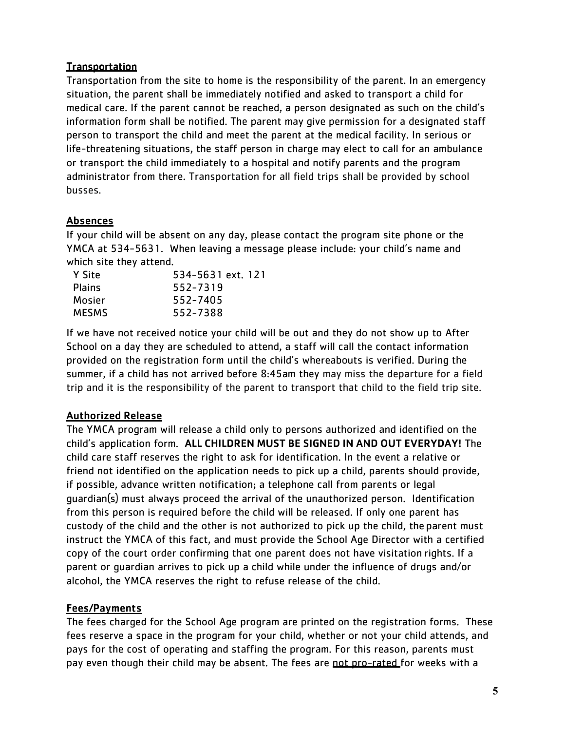## Transportation

Transportation from the site to home is the responsibility of the parent. In an emergency situation, the parent shall be immediately notified and asked to transport a child for medical care. If the parent cannot be reached, a person designated as such on the child's information form shall be notified. The parent may give permission for a designated staff person to transport the child and meet the parent at the medical facility. In serious or life-threatening situations, the staff person in charge may elect to call for an ambulance or transport the child immediately to a hospital and notify parents and the program administrator from there. Transportation for all field trips shall be provided by school busses.

## Absences

If your child will be absent on any day, please contact the program site phone or the YMCA at 534-5631. When leaving a message please include: your child's name and which site they attend.

| Site | Phone |
|---|---|
| Y Site | 534-5631 ext. 121 |
| Plains | 552-7319 |
| Mosier | 552-7405 |
| MESMS | 552-7388 |

If we have not received notice your child will be out and they do not show up to After School on a day they are scheduled to attend, a staff will call the contact information provided on the registration form until the child's whereabouts is verified. During the summer, if a child has not arrived before 8:45am they may miss the departure for a field trip and it is the responsibility of the parent to transport that child to the field trip site.

## Authorized Release

The YMCA program will release a child only to persons authorized and identified on the child's application form. **ALL CHILDREN MUST BE SIGNED IN AND OUT EVERYDAY!** The child care staff reserves the right to ask for identification. In the event a relative or friend not identified on the application needs to pick up a child, parents should provide, if possible, advance written notification; a telephone call from parents or legal guardian(s) must always proceed the arrival of the unauthorized person. Identification from this person is required before the child will be released. If only one parent has custody of the child and the other is not authorized to pick up the child, the parent must instruct the YMCA of this fact, and must provide the School Age Director with a certified copy of the court order confirming that one parent does not have visitation rights. If a parent or guardian arrives to pick up a child while under the influence of drugs and/or alcohol, the YMCA reserves the right to refuse release of the child.

## Fees/Payments

The fees charged for the School Age program are printed on the registration forms. These fees reserve a space in the program for your child, whether or not your child attends, and pays for the cost of operating and staffing the program. For this reason, parents must pay even though their child may be absent. The fees are <u>not pro-rated</u> for weeks with a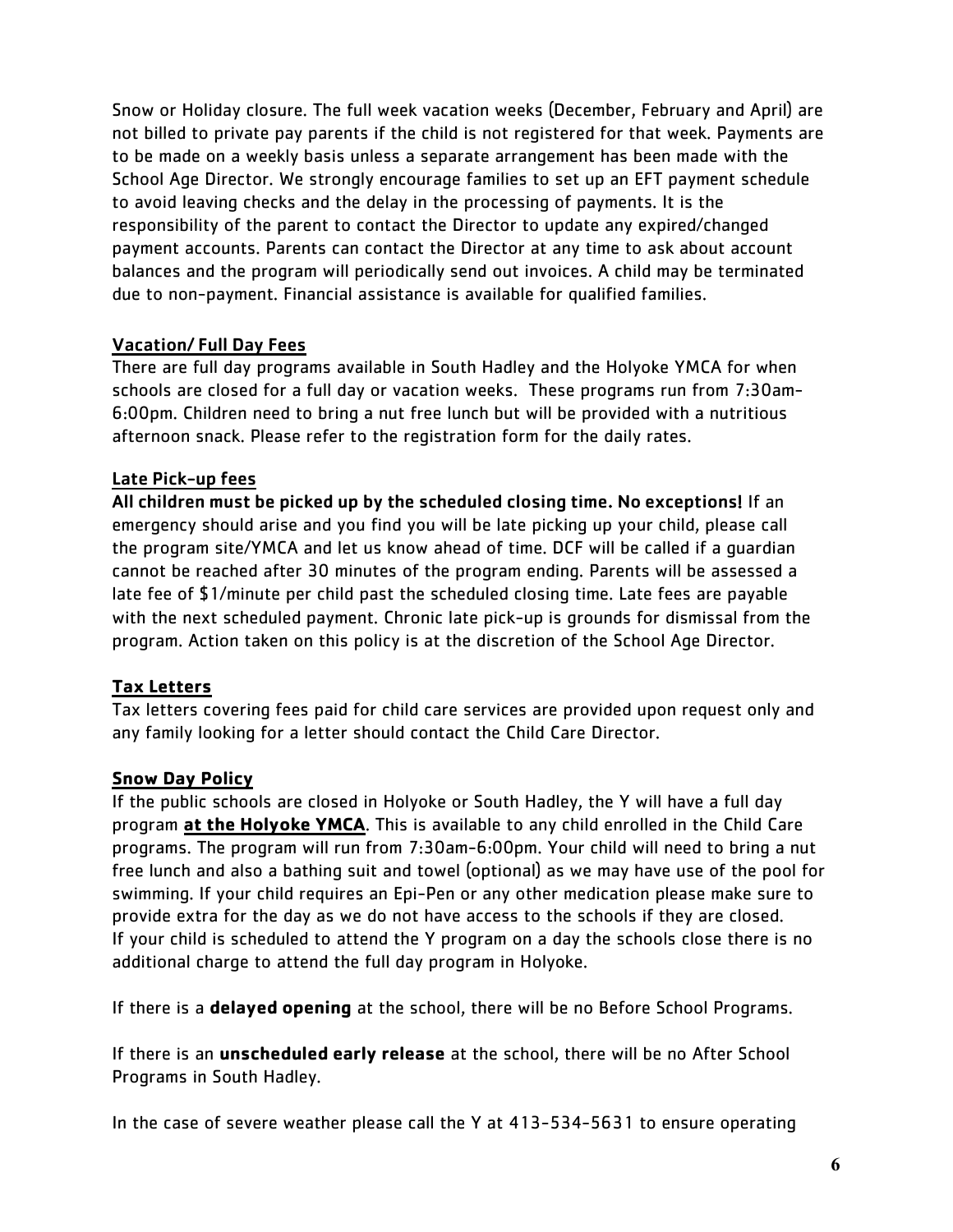Snow or Holiday closure. The full week vacation weeks (December, February and April) are not billed to private pay parents if the child is not registered for that week. Payments are to be made on a weekly basis unless a separate arrangement has been made with the School Age Director. We strongly encourage families to set up an EFT payment schedule to avoid leaving checks and the delay in the processing of payments. It is the responsibility of the parent to contact the Director to update any expired/changed payment accounts. Parents can contact the Director at any time to ask about account balances and the program will periodically send out invoices. A child may be terminated due to non-payment. Financial assistance is available for qualified families.

## Vacation/ Full Day Fees

There are full day programs available in South Hadley and the Holyoke YMCA for when schools are closed for a full day or vacation weeks. These programs run from 7:30am-6:00pm. Children need to bring a nut free lunch but will be provided with a nutritious afternoon snack. Please refer to the registration form for the daily rates.

## Late Pick-up fees

**All children must be picked up by the scheduled closing time. No exceptions!** If an emergency should arise and you find you will be late picking up your child, please call the program site/YMCA and let us know ahead of time. DCF will be called if a guardian cannot be reached after 30 minutes of the program ending. Parents will be assessed a late fee of $1/minute per child past the scheduled closing time. Late fees are payable with the next scheduled payment. Chronic late pick-up is grounds for dismissal from the program. Action taken on this policy is at the discretion of the School Age Director.

## Tax Letters

Tax letters covering fees paid for child care services are provided upon request only and any family looking for a letter should contact the Child Care Director.

## Snow Day Policy

If the public schools are closed in Holyoke or South Hadley, the Y will have a full day program **at the Holyoke YMCA**. This is available to any child enrolled in the Child Care programs. The program will run from 7:30am-6:00pm. Your child will need to bring a nut free lunch and also a bathing suit and towel (optional) as we may have use of the pool for swimming. If your child requires an Epi-Pen or any other medication please make sure to provide extra for the day as we do not have access to the schools if they are closed. If your child is scheduled to attend the Y program on a day the schools close there is no additional charge to attend the full day program in Holyoke.

If there is a **delayed opening** at the school, there will be no Before School Programs.

If there is an **unscheduled early release** at the school, there will be no After School Programs in South Hadley.

In the case of severe weather please call the Y at 413-534-5631 to ensure operating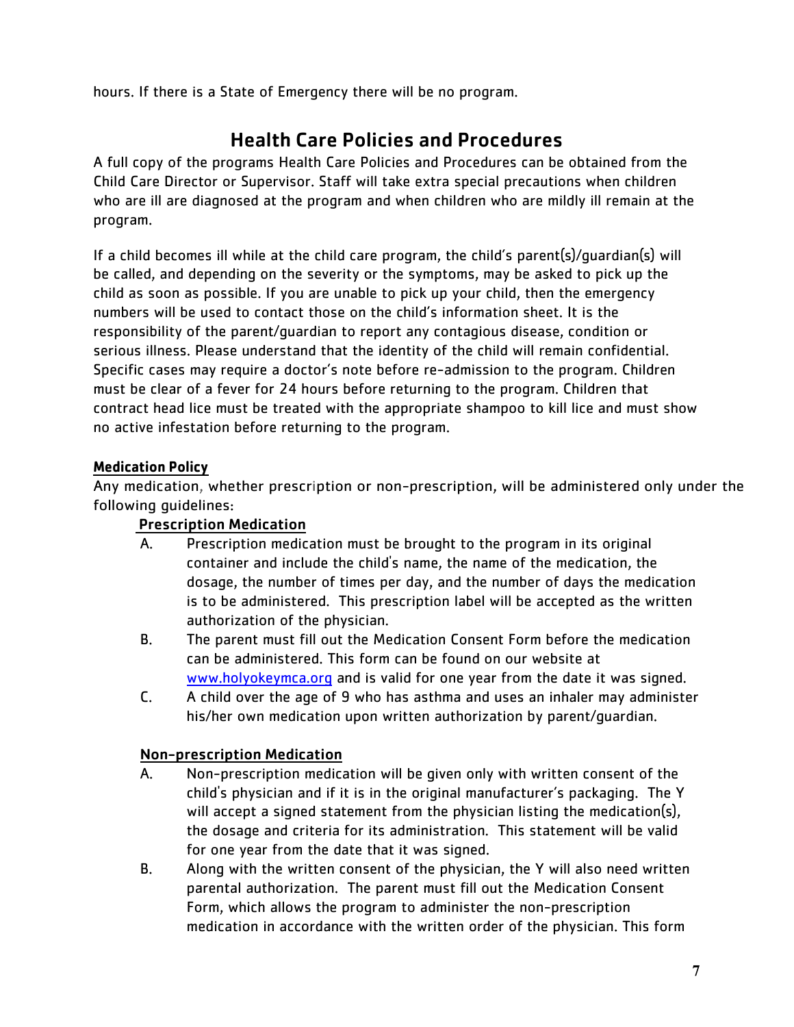hours. If there is a State of Emergency there will be no program.

# Health Care Policies and Procedures

A full copy of the programs Health Care Policies and Procedures can be obtained from the Child Care Director or Supervisor. Staff will take extra special precautions when children who are ill are diagnosed at the program and when children who are mildly ill remain at the program.

If a child becomes ill while at the child care program, the child's parent(s)/guardian(s) will be called, and depending on the severity or the symptoms, may be asked to pick up the child as soon as possible. If you are unable to pick up your child, then the emergency numbers will be used to contact those on the child's information sheet. It is the responsibility of the parent/guardian to report any contagious disease, condition or serious illness. Please understand that the identity of the child will remain confidential. Specific cases may require a doctor's note before re-admission to the program. Children must be clear of a fever for 24 hours before returning to the program. Children that contract head lice must be treated with the appropriate shampoo to kill lice and must show no active infestation before returning to the program.

## Medication Policy

Any medication, whether prescription or non-prescription, will be administered only under the following guidelines:

### Prescription Medication

A. Prescription medication must be brought to the program in its original container and include the child's name, the name of the medication, the dosage, the number of times per day, and the number of days the medication is to be administered. This prescription label will be accepted as the written authorization of the physician.

B. The parent must fill out the Medication Consent Form before the medication can be administered. This form can be found on our website at [www.holyokeymca.org](http://www.holyokeymca.org) and is valid for one year from the date it was signed.

C. A child over the age of 9 who has asthma and uses an inhaler may administer his/her own medication upon written authorization by parent/guardian.

### Non-prescription Medication

A. Non-prescription medication will be given only with written consent of the child's physician and if it is in the original manufacturer's packaging. The Y will accept a signed statement from the physician listing the medication(s), the dosage and criteria for its administration. This statement will be valid for one year from the date that it was signed.

B. Along with the written consent of the physician, the Y will also need written parental authorization. The parent must fill out the Medication Consent Form, which allows the program to administer the non-prescription medication in accordance with the written order of the physician. This form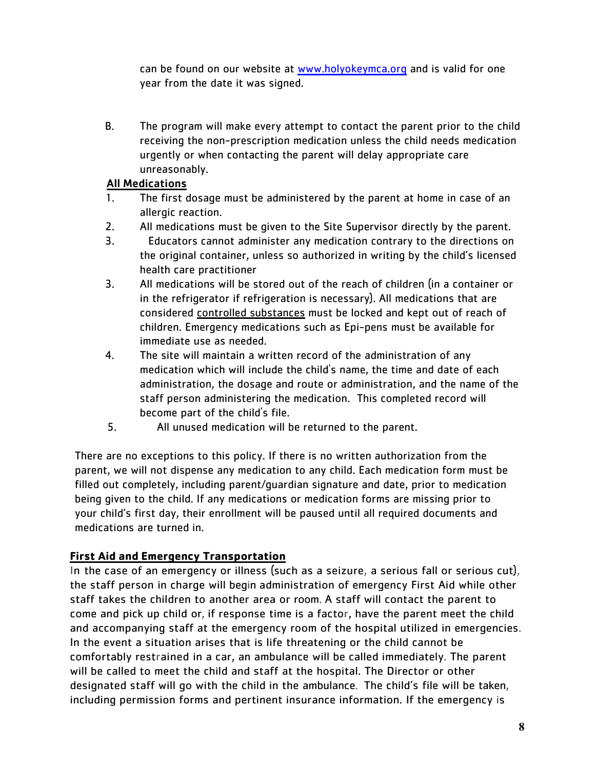can be found on our website at [www.holyokeymca.org](http://www.holyokeymca.org) and is valid for one year from the date it was signed.

B. The program will make every attempt to contact the parent prior to the child receiving the non-prescription medication unless the child needs medication urgently or when contacting the parent will delay appropriate care unreasonably.

**All Medications**

1. The first dosage must be administered by the parent at home in case of an allergic reaction.
2. All medications must be given to the Site Supervisor directly by the parent.
3. Educators cannot administer any medication contrary to the directions on the original container, unless so authorized in writing by the child's licensed health care practitioner
3. All medications will be stored out of the reach of children (in a container or in the refrigerator if refrigeration is necessary). All medications that are considered controlled substances must be locked and kept out of reach of children. Emergency medications such as Epi-pens must be available for immediate use as needed.
4. The site will maintain a written record of the administration of any medication which will include the child's name, the time and date of each administration, the dosage and route or administration, and the name of the staff person administering the medication. This completed record will become part of the child's file.
5. All unused medication will be returned to the parent.

There are no exceptions to this policy. If there is no written authorization from the parent, we will not dispense any medication to any child. Each medication form must be filled out completely, including parent/guardian signature and date, prior to medication being given to the child. If any medications or medication forms are missing prior to your child's first day, their enrollment will be paused until all required documents and medications are turned in.

**First Aid and Emergency Transportation**

In the case of an emergency or illness (such as a seizure, a serious fall or serious cut), the staff person in charge will begin administration of emergency First Aid while other staff takes the children to another area or room. A staff will contact the parent to come and pick up child or, if response time is a factor, have the parent meet the child and accompanying staff at the emergency room of the hospital utilized in emergencies. In the event a situation arises that is life threatening or the child cannot be comfortably restrained in a car, an ambulance will be called immediately. The parent will be called to meet the child and staff at the hospital. The Director or other designated staff will go with the child in the ambulance. The child's file will be taken, including permission forms and pertinent insurance information. If the emergency is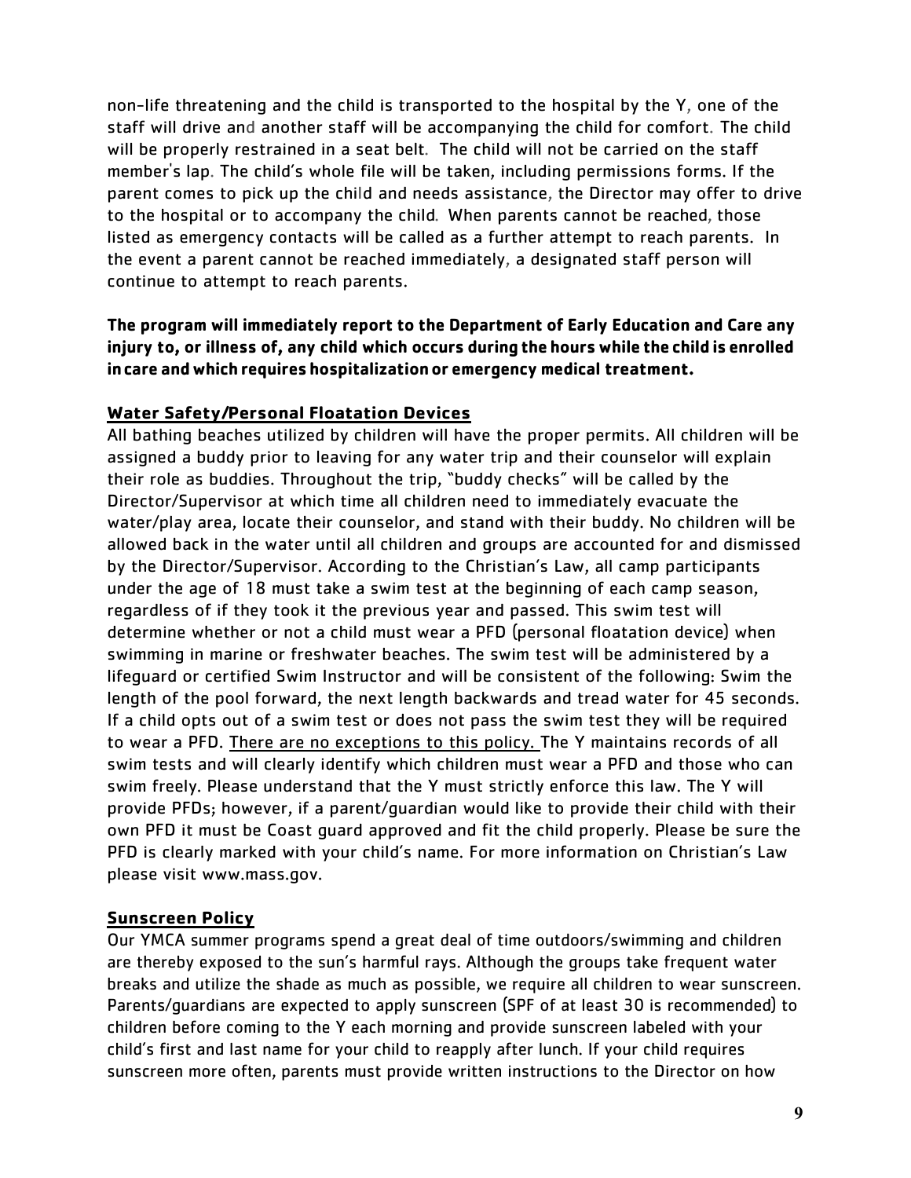non-life threatening and the child is transported to the hospital by the Y, one of the staff will drive and another staff will be accompanying the child for comfort. The child will be properly restrained in a seat belt. The child will not be carried on the staff member's lap. The child's whole file will be taken, including permissions forms. If the parent comes to pick up the child and needs assistance, the Director may offer to drive to the hospital or to accompany the child. When parents cannot be reached, those listed as emergency contacts will be called as a further attempt to reach parents. In the event a parent cannot be reached immediately, a designated staff person will continue to attempt to reach parents.

**The program will immediately report to the Department of Early Education and Care any injury to, or illness of, any child which occurs during the hours while the child is enrolled in care and which requires hospitalization or emergency medical treatment.**

## Water Safety/Personal Floatation Devices

All bathing beaches utilized by children will have the proper permits. All children will be assigned a buddy prior to leaving for any water trip and their counselor will explain their role as buddies. Throughout the trip, "buddy checks" will be called by the Director/Supervisor at which time all children need to immediately evacuate the water/play area, locate their counselor, and stand with their buddy. No children will be allowed back in the water until all children and groups are accounted for and dismissed by the Director/Supervisor. According to the Christian's Law, all camp participants under the age of 18 must take a swim test at the beginning of each camp season, regardless of if they took it the previous year and passed. This swim test will determine whether or not a child must wear a PFD (personal floatation device) when swimming in marine or freshwater beaches. The swim test will be administered by a lifeguard or certified Swim Instructor and will be consistent of the following: Swim the length of the pool forward, the next length backwards and tread water for 45 seconds. If a child opts out of a swim test or does not pass the swim test they will be required to wear a PFD. There are no exceptions to this policy. The Y maintains records of all swim tests and will clearly identify which children must wear a PFD and those who can swim freely. Please understand that the Y must strictly enforce this law. The Y will provide PFDs; however, if a parent/guardian would like to provide their child with their own PFD it must be Coast guard approved and fit the child properly. Please be sure the PFD is clearly marked with your child's name. For more information on Christian's Law please visit www.mass.gov.

## Sunscreen Policy

Our YMCA summer programs spend a great deal of time outdoors/swimming and children are thereby exposed to the sun's harmful rays. Although the groups take frequent water breaks and utilize the shade as much as possible, we require all children to wear sunscreen. Parents/guardians are expected to apply sunscreen (SPF of at least 30 is recommended) to children before coming to the Y each morning and provide sunscreen labeled with your child's first and last name for your child to reapply after lunch. If your child requires sunscreen more often, parents must provide written instructions to the Director on how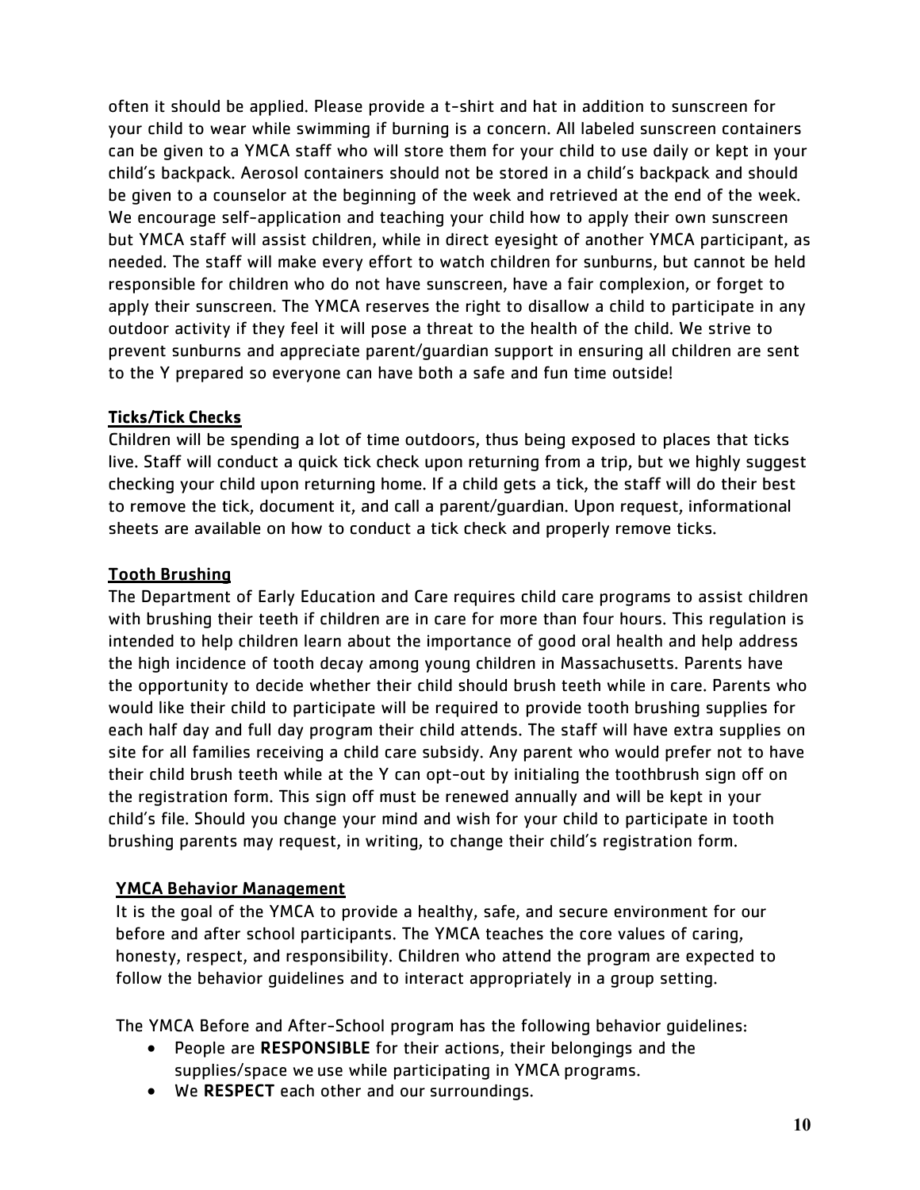often it should be applied. Please provide a t-shirt and hat in addition to sunscreen for your child to wear while swimming if burning is a concern. All labeled sunscreen containers can be given to a YMCA staff who will store them for your child to use daily or kept in your child's backpack. Aerosol containers should not be stored in a child's backpack and should be given to a counselor at the beginning of the week and retrieved at the end of the week. We encourage self-application and teaching your child how to apply their own sunscreen but YMCA staff will assist children, while in direct eyesight of another YMCA participant, as needed. The staff will make every effort to watch children for sunburns, but cannot be held responsible for children who do not have sunscreen, have a fair complexion, or forget to apply their sunscreen. The YMCA reserves the right to disallow a child to participate in any outdoor activity if they feel it will pose a threat to the health of the child. We strive to prevent sunburns and appreciate parent/guardian support in ensuring all children are sent to the Y prepared so everyone can have both a safe and fun time outside!

## Ticks/Tick Checks

Children will be spending a lot of time outdoors, thus being exposed to places that ticks live. Staff will conduct a quick tick check upon returning from a trip, but we highly suggest checking your child upon returning home. If a child gets a tick, the staff will do their best to remove the tick, document it, and call a parent/guardian. Upon request, informational sheets are available on how to conduct a tick check and properly remove ticks.

## Tooth Brushing

The Department of Early Education and Care requires child care programs to assist children with brushing their teeth if children are in care for more than four hours. This regulation is intended to help children learn about the importance of good oral health and help address the high incidence of tooth decay among young children in Massachusetts. Parents have the opportunity to decide whether their child should brush teeth while in care. Parents who would like their child to participate will be required to provide tooth brushing supplies for each half day and full day program their child attends. The staff will have extra supplies on site for all families receiving a child care subsidy. Any parent who would prefer not to have their child brush teeth while at the Y can opt-out by initialing the toothbrush sign off on the registration form. This sign off must be renewed annually and will be kept in your child's file. Should you change your mind and wish for your child to participate in tooth brushing parents may request, in writing, to change their child's registration form.

## YMCA Behavior Management

It is the goal of the YMCA to provide a healthy, safe, and secure environment for our before and after school participants. The YMCA teaches the core values of caring, honesty, respect, and responsibility. Children who attend the program are expected to follow the behavior guidelines and to interact appropriately in a group setting.

The YMCA Before and After-School program has the following behavior guidelines:

- People are **RESPONSIBLE** for their actions, their belongings and the supplies/space we use while participating in YMCA programs.
- We **RESPECT** each other and our surroundings.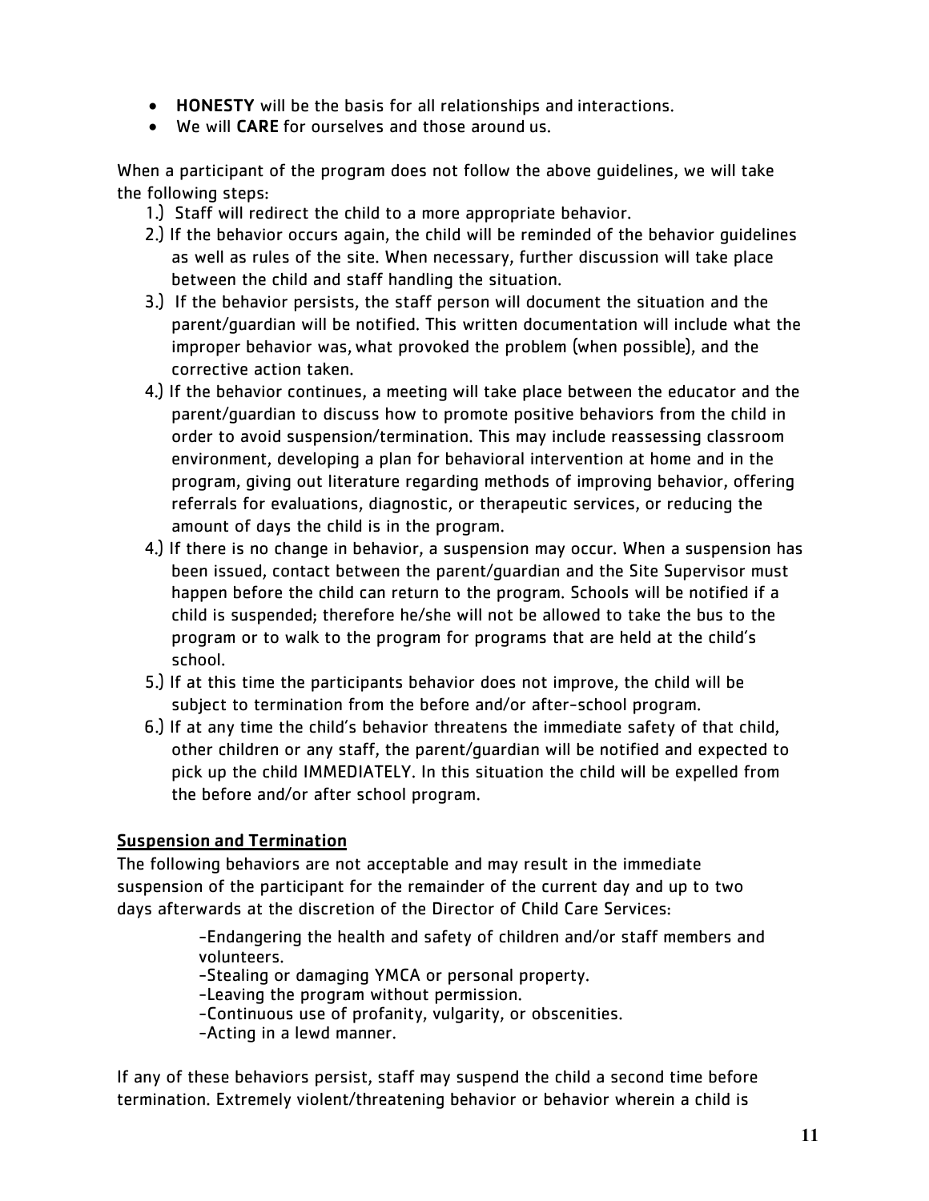- **HONESTY** will be the basis for all relationships and interactions.
- We will **CARE** for ourselves and those around us.

When a participant of the program does not follow the above guidelines, we will take the following steps:

1.) Staff will redirect the child to a more appropriate behavior.

2.) If the behavior occurs again, the child will be reminded of the behavior guidelines as well as rules of the site. When necessary, further discussion will take place between the child and staff handling the situation.

3.) If the behavior persists, the staff person will document the situation and the parent/guardian will be notified. This written documentation will include what the improper behavior was, what provoked the problem (when possible), and the corrective action taken.

4.) If the behavior continues, a meeting will take place between the educator and the parent/guardian to discuss how to promote positive behaviors from the child in order to avoid suspension/termination. This may include reassessing classroom environment, developing a plan for behavioral intervention at home and in the program, giving out literature regarding methods of improving behavior, offering referrals for evaluations, diagnostic, or therapeutic services, or reducing the amount of days the child is in the program.

4.) If there is no change in behavior, a suspension may occur. When a suspension has been issued, contact between the parent/guardian and the Site Supervisor must happen before the child can return to the program. Schools will be notified if a child is suspended; therefore he/she will not be allowed to take the bus to the program or to walk to the program for programs that are held at the child's school.

5.) If at this time the participants behavior does not improve, the child will be subject to termination from the before and/or after-school program.

6.) If at any time the child's behavior threatens the immediate safety of that child, other children or any staff, the parent/guardian will be notified and expected to pick up the child IMMEDIATELY. In this situation the child will be expelled from the before and/or after school program.

## Suspension and Termination

The following behaviors are not acceptable and may result in the immediate suspension of the participant for the remainder of the current day and up to two days afterwards at the discretion of the Director of Child Care Services:

> -Endangering the health and safety of children and/or staff members and volunteers.
> -Stealing or damaging YMCA or personal property.
> -Leaving the program without permission.
> -Continuous use of profanity, vulgarity, or obscenities.
> -Acting in a lewd manner.

If any of these behaviors persist, staff may suspend the child a second time before termination. Extremely violent/threatening behavior or behavior wherein a child is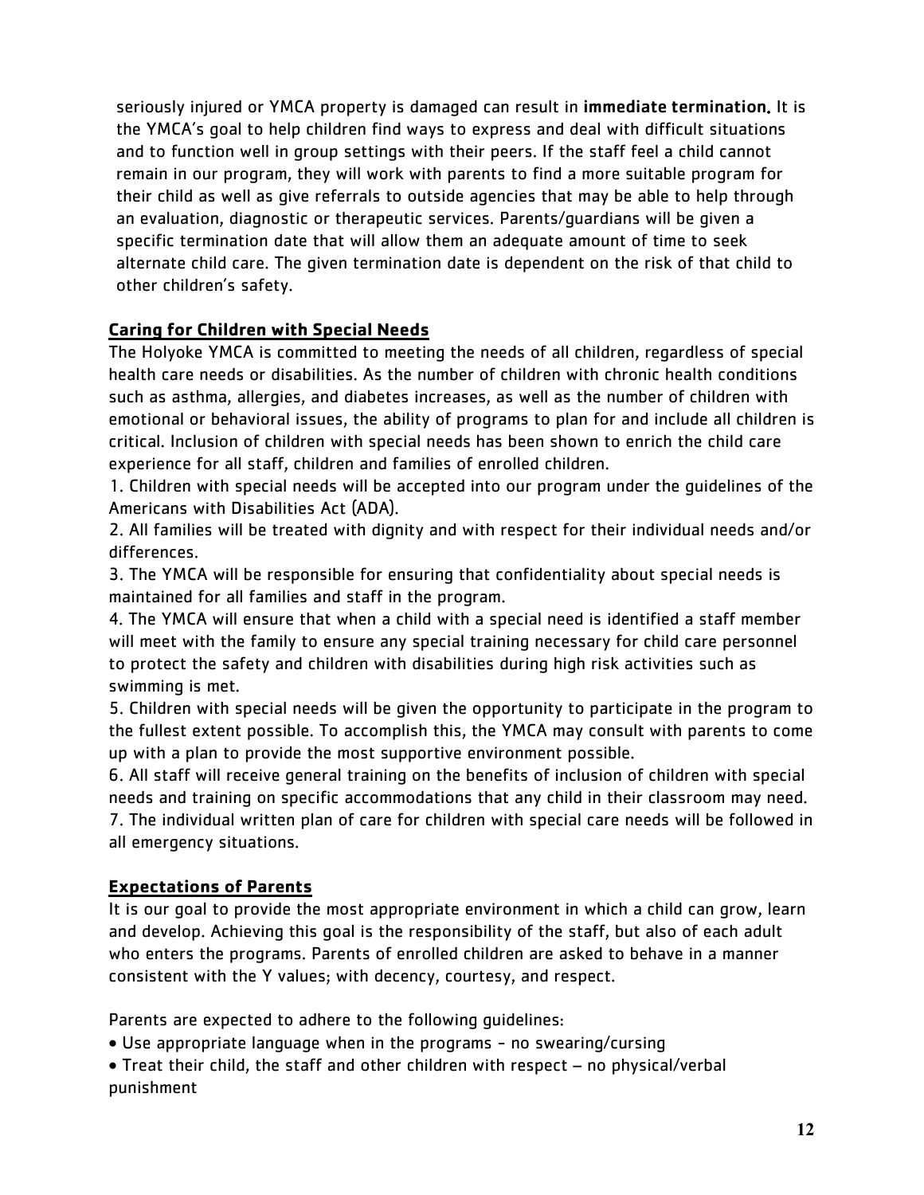seriously injured or YMCA property is damaged can result in **immediate termination.** It is the YMCA's goal to help children find ways to express and deal with difficult situations and to function well in group settings with their peers. If the staff feel a child cannot remain in our program, they will work with parents to find a more suitable program for their child as well as give referrals to outside agencies that may be able to help through an evaluation, diagnostic or therapeutic services. Parents/guardians will be given a specific termination date that will allow them an adequate amount of time to seek alternate child care. The given termination date is dependent on the risk of that child to other children's safety.

## Caring for Children with Special Needs

The Holyoke YMCA is committed to meeting the needs of all children, regardless of special health care needs or disabilities. As the number of children with chronic health conditions such as asthma, allergies, and diabetes increases, as well as the number of children with emotional or behavioral issues, the ability of programs to plan for and include all children is critical. Inclusion of children with special needs has been shown to enrich the child care experience for all staff, children and families of enrolled children.

1. Children with special needs will be accepted into our program under the guidelines of the Americans with Disabilities Act (ADA).
2. All families will be treated with dignity and with respect for their individual needs and/or differences.
3. The YMCA will be responsible for ensuring that confidentiality about special needs is maintained for all families and staff in the program.
4. The YMCA will ensure that when a child with a special need is identified a staff member will meet with the family to ensure any special training necessary for child care personnel to protect the safety and children with disabilities during high risk activities such as swimming is met.
5. Children with special needs will be given the opportunity to participate in the program to the fullest extent possible. To accomplish this, the YMCA may consult with parents to come up with a plan to provide the most supportive environment possible.
6. All staff will receive general training on the benefits of inclusion of children with special needs and training on specific accommodations that any child in their classroom may need.
7. The individual written plan of care for children with special care needs will be followed in all emergency situations.

## Expectations of Parents

It is our goal to provide the most appropriate environment in which a child can grow, learn and develop. Achieving this goal is the responsibility of the staff, but also of each adult who enters the programs. Parents of enrolled children are asked to behave in a manner consistent with the Y values; with decency, courtesy, and respect.

Parents are expected to adhere to the following guidelines:

- Use appropriate language when in the programs - no swearing/cursing
- Treat their child, the staff and other children with respect – no physical/verbal punishment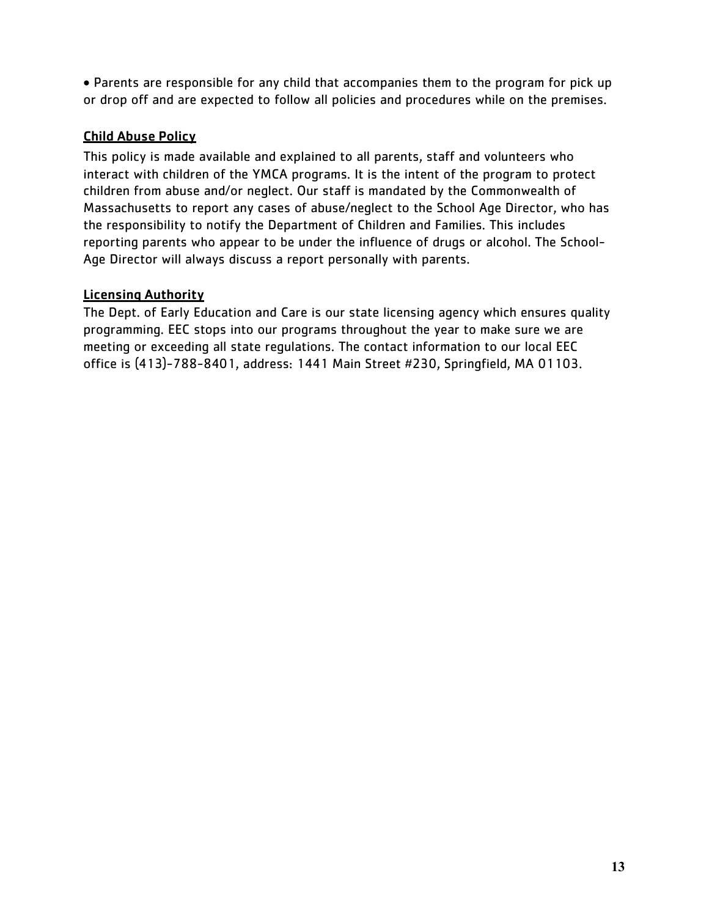- Parents are responsible for any child that accompanies them to the program for pick up or drop off and are expected to follow all policies and procedures while on the premises.

## Child Abuse Policy

This policy is made available and explained to all parents, staff and volunteers who interact with children of the YMCA programs. It is the intent of the program to protect children from abuse and/or neglect. Our staff is mandated by the Commonwealth of Massachusetts to report any cases of abuse/neglect to the School Age Director, who has the responsibility to notify the Department of Children and Families. This includes reporting parents who appear to be under the influence of drugs or alcohol. The School-Age Director will always discuss a report personally with parents.

## Licensing Authority

The Dept. of Early Education and Care is our state licensing agency which ensures quality programming. EEC stops into our programs throughout the year to make sure we are meeting or exceeding all state regulations. The contact information to our local EEC office is (413)-788-8401, address: 1441 Main Street #230, Springfield, MA 01103.